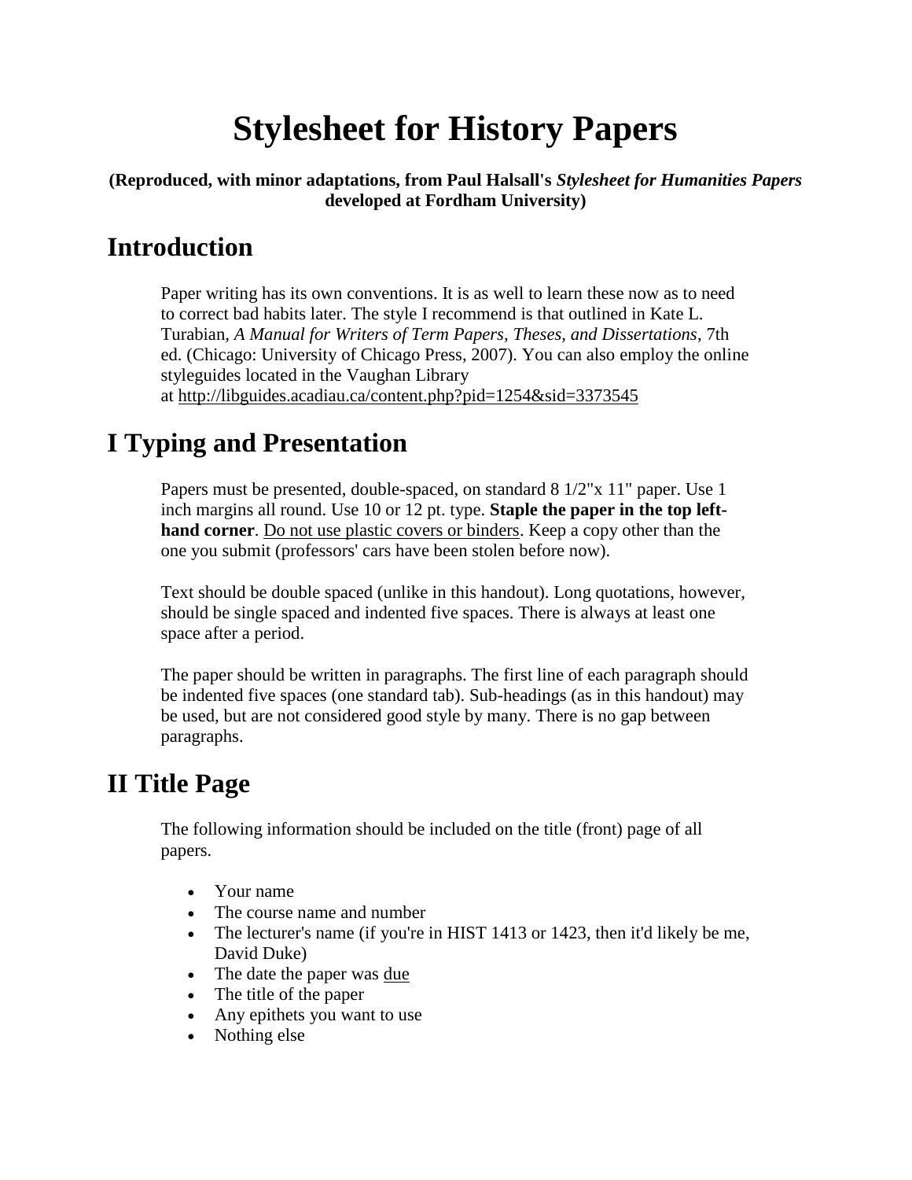# Stylesheet for History Papers

**(Reproduced, with minor adaptations, from Paul Halsall's *Stylesheet for Humanities Papers* developed at Fordham University)**

## Introduction

Paper writing has its own conventions. It is as well to learn these now as to need to correct bad habits later. The style I recommend is that outlined in Kate L. Turabian, *A Manual for Writers of Term Papers, Theses, and Dissertations*, 7th ed. (Chicago: University of Chicago Press, 2007). You can also employ the online styleguides located in the Vaughan Library at http://libguides.acadiau.ca/content.php?pid=1254&sid=3373545

## I Typing and Presentation

Papers must be presented, double-spaced, on standard 8 1/2"x 11" paper. Use 1 inch margins all round. Use 10 or 12 pt. type. **Staple the paper in the top left-hand corner**. Do not use plastic covers or binders. Keep a copy other than the one you submit (professors' cars have been stolen before now).

Text should be double spaced (unlike in this handout). Long quotations, however, should be single spaced and indented five spaces. There is always at least one space after a period.

The paper should be written in paragraphs. The first line of each paragraph should be indented five spaces (one standard tab). Sub-headings (as in this handout) may be used, but are not considered good style by many. There is no gap between paragraphs.

## II Title Page

The following information should be included on the title (front) page of all papers.

- Your name
- The course name and number
- The lecturer's name (if you're in HIST 1413 or 1423, then it'd likely be me, David Duke)
- The date the paper was due
- The title of the paper
- Any epithets you want to use
- Nothing else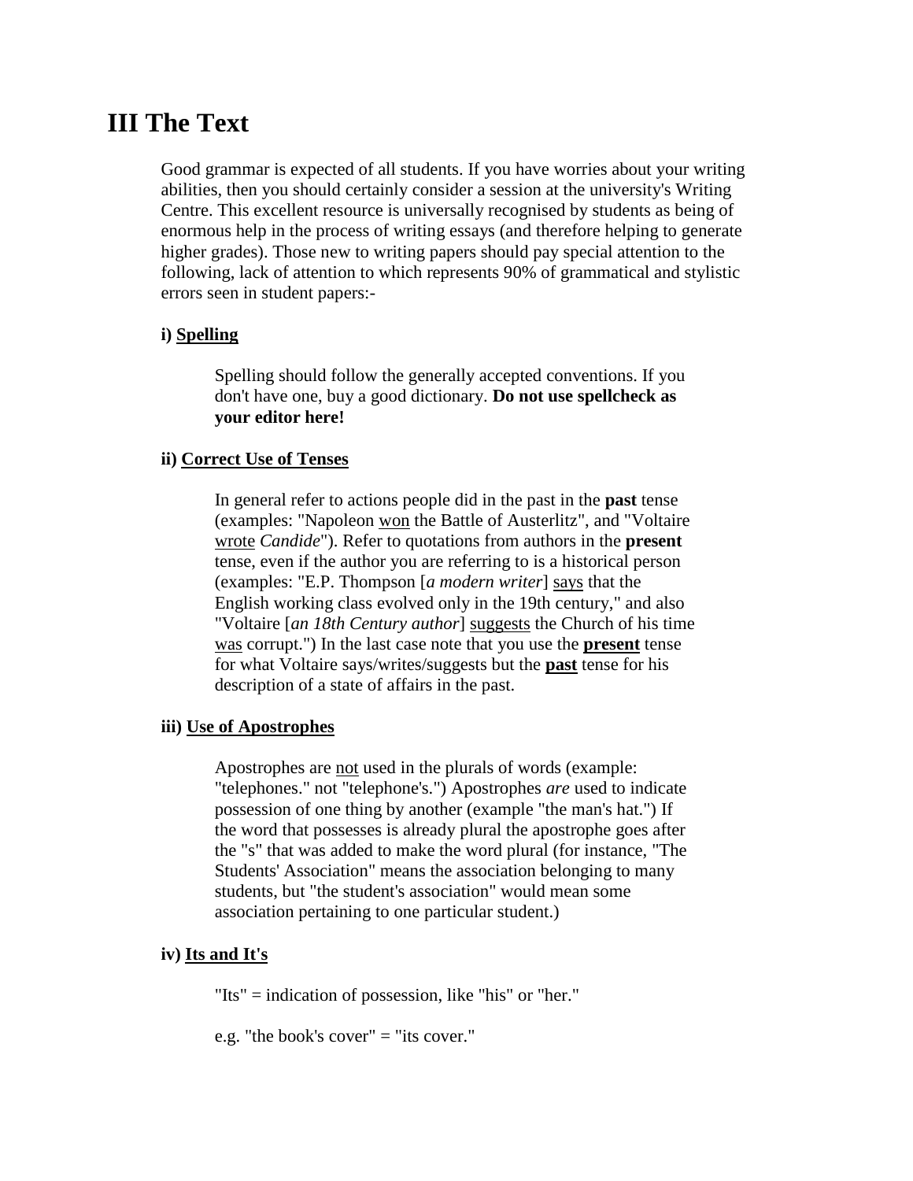# III The Text

Good grammar is expected of all students. If you have worries about your writing abilities, then you should certainly consider a session at the university's Writing Centre. This excellent resource is universally recognised by students as being of enormous help in the process of writing essays (and therefore helping to generate higher grades). Those new to writing papers should pay special attention to the following, lack of attention to which represents 90% of grammatical and stylistic errors seen in student papers:-

**i) <u>Spelling</u>**

Spelling should follow the generally accepted conventions. If you don't have one, buy a good dictionary. **Do not use spellcheck as your editor here!**

**ii) <u>Correct Use of Tenses</u>**

In general refer to actions people did in the past in the **past** tense (examples: "Napoleon <u>won</u> the Battle of Austerlitz", and "Voltaire <u>wrote</u> *Candide*"). Refer to quotations from authors in the **present** tense, even if the author you are referring to is a historical person (examples: "E.P. Thompson [*a modern writer*] <u>says</u> that the English working class evolved only in the 19th century," and also "Voltaire [*an 18th Century author*] <u>suggests</u> the Church of his time <u>was</u> corrupt.") In the last case note that you use the **<u>present</u>** tense for what Voltaire says/writes/suggests but the **<u>past</u>** tense for his description of a state of affairs in the past.

**iii) <u>Use of Apostrophes</u>**

Apostrophes are <u>not</u> used in the plurals of words (example: "telephones." not "telephone's.") Apostrophes *are* used to indicate possession of one thing by another (example "the man's hat.") If the word that possesses is already plural the apostrophe goes after the "s" that was added to make the word plural (for instance, "The Students' Association" means the association belonging to many students, but "the student's association" would mean some association pertaining to one particular student.)

**iv) <u>Its and It's</u>**

"Its" = indication of possession, like "his" or "her."

e.g. "the book's cover" = "its cover."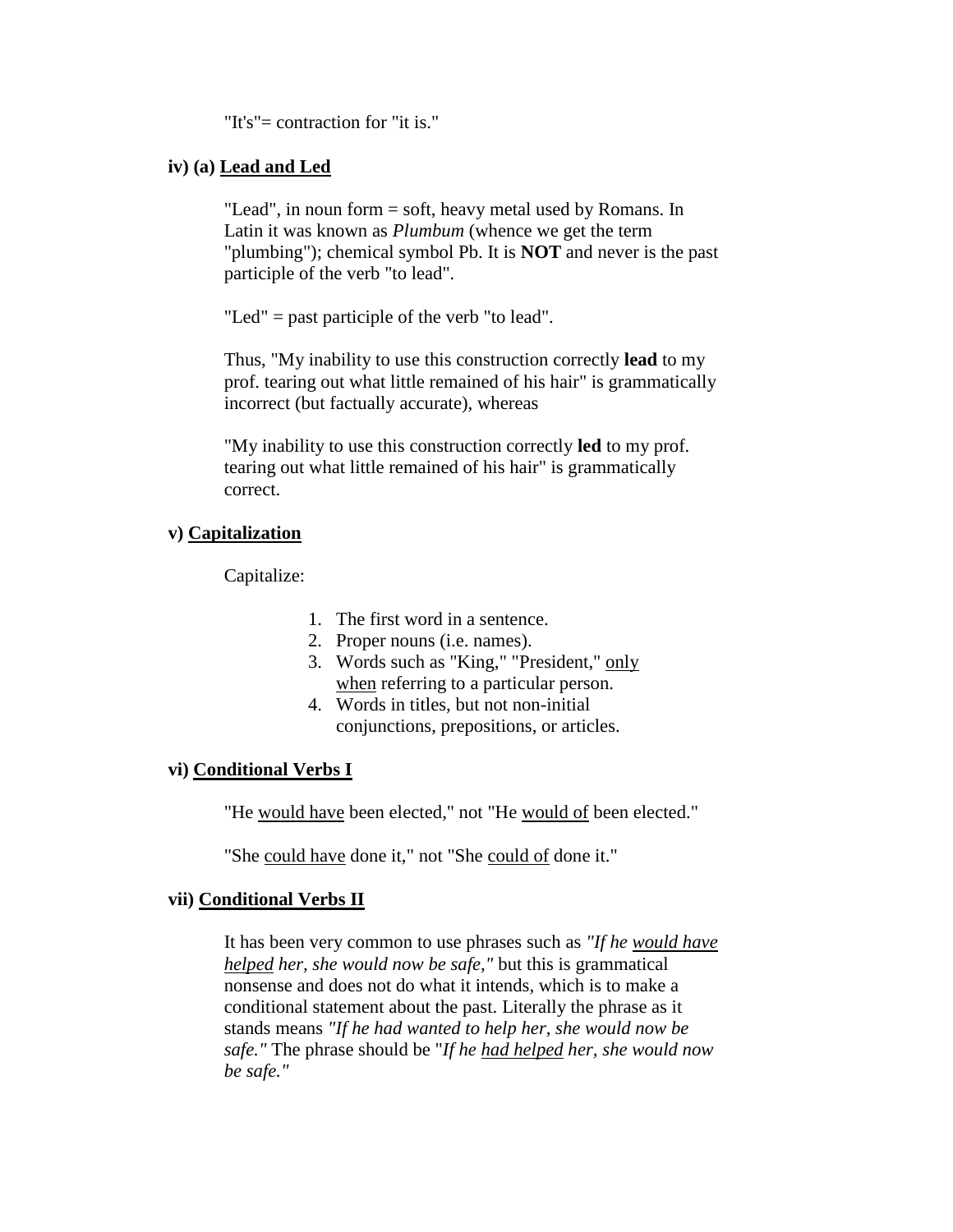"It's"= contraction for "it is."

**iv) (a) <u>Lead and Led</u>**

"Lead", in noun form = soft, heavy metal used by Romans. In Latin it was known as *Plumbum* (whence we get the term "plumbing"); chemical symbol Pb. It is **NOT** and never is the past participle of the verb "to lead".

"Led" = past participle of the verb "to lead".

Thus, "My inability to use this construction correctly **lead** to my prof. tearing out what little remained of his hair" is grammatically incorrect (but factually accurate), whereas

"My inability to use this construction correctly **led** to my prof. tearing out what little remained of his hair" is grammatically correct.

**v) <u>Capitalization</u>**

Capitalize:

1. The first word in a sentence.
2. Proper nouns (i.e. names).
3. Words such as "King," "President," <u>only when</u> referring to a particular person.
4. Words in titles, but not non-initial conjunctions, prepositions, or articles.

**vi) <u>Conditional Verbs I</u>**

"He <u>would have</u> been elected," not "He <u>would of</u> been elected."

"She <u>could have</u> done it," not "She <u>could of</u> done it."

**vii) <u>Conditional Verbs II</u>**

It has been very common to use phrases such as *"If he <u>would have helped</u> her, she would now be safe,"* but this is grammatical nonsense and does not do what it intends, which is to make a conditional statement about the past. Literally the phrase as it stands means *"If he had wanted to help her, she would now be safe."* The phrase should be "*If he <u>had helped</u> her, she would now be safe."*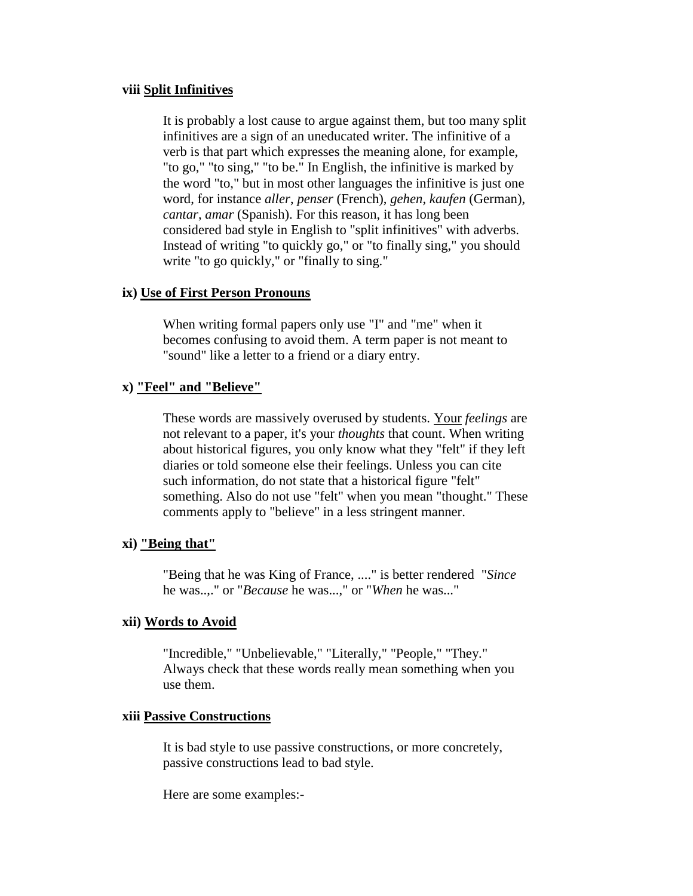**viii Split Infinitives**

It is probably a lost cause to argue against them, but too many split infinitives are a sign of an uneducated writer. The infinitive of a verb is that part which expresses the meaning alone, for example, "to go," "to sing," "to be." In English, the infinitive is marked by the word "to," but in most other languages the infinitive is just one word, for instance *aller*, *penser* (French), *gehen*, *kaufen* (German), *cantar*, *amar* (Spanish). For this reason, it has long been considered bad style in English to "split infinitives" with adverbs. Instead of writing "to quickly go," or "to finally sing," you should write "to go quickly," or "finally to sing."

**ix) Use of First Person Pronouns**

When writing formal papers only use "I" and "me" when it becomes confusing to avoid them. A term paper is not meant to "sound" like a letter to a friend or a diary entry.

**x) "Feel" and "Believe"**

These words are massively overused by students. Your *feelings* are not relevant to a paper, it's your *thoughts* that count. When writing about historical figures, you only know what they "felt" if they left diaries or told someone else their feelings. Unless you can cite such information, do not state that a historical figure "felt" something. Also do not use "felt" when you mean "thought." These comments apply to "believe" in a less stringent manner.

**xi) "Being that"**

"Being that he was King of France, ...." is better rendered "*Since* he was..,." or "*Because* he was...," or "*When* he was..."

**xii) Words to Avoid**

"Incredible," "Unbelievable," "Literally," "People," "They." Always check that these words really mean something when you use them.

**xiii Passive Constructions**

It is bad style to use passive constructions, or more concretely, passive constructions lead to bad style.

Here are some examples:-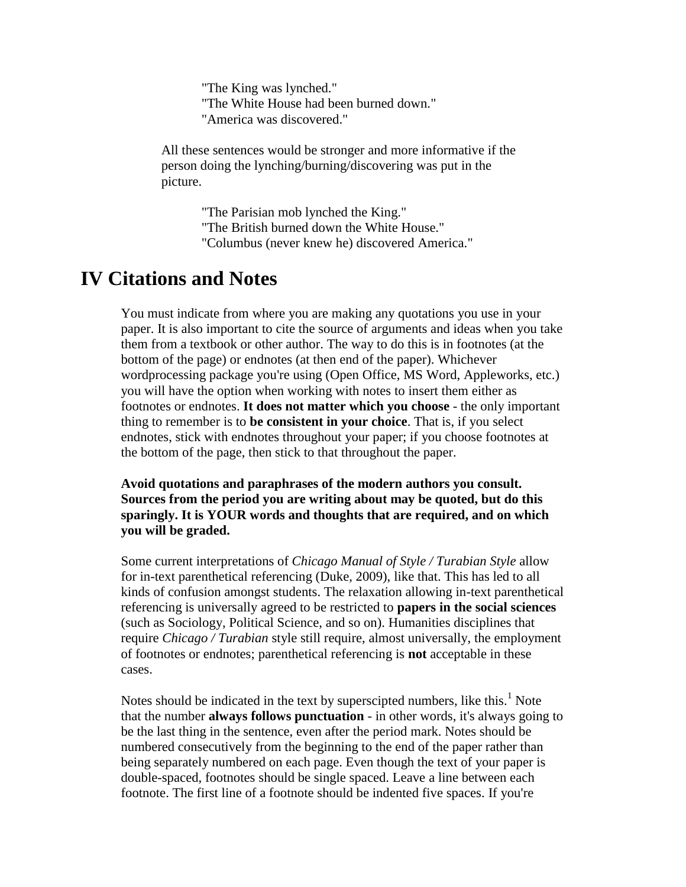"The King was lynched."
"The White House had been burned down."
"America was discovered."

All these sentences would be stronger and more informative if the person doing the lynching/burning/discovering was put in the picture.

"The Parisian mob lynched the King."
"The British burned down the White House."
"Columbus (never knew he) discovered America."

## IV Citations and Notes

You must indicate from where you are making any quotations you use in your paper. It is also important to cite the source of arguments and ideas when you take them from a textbook or other author. The way to do this is in footnotes (at the bottom of the page) or endnotes (at then end of the paper). Whichever wordprocessing package you're using (Open Office, MS Word, Appleworks, etc.) you will have the option when working with notes to insert them either as footnotes or endnotes. **It does not matter which you choose** - the only important thing to remember is to **be consistent in your choice**. That is, if you select endnotes, stick with endnotes throughout your paper; if you choose footnotes at the bottom of the page, then stick to that throughout the paper.

**Avoid quotations and paraphrases of the modern authors you consult. Sources from the period you are writing about may be quoted, but do this sparingly. It is YOUR words and thoughts that are required, and on which you will be graded.**

Some current interpretations of *Chicago Manual of Style / Turabian Style* allow for in-text parenthetical referencing (Duke, 2009), like that. This has led to all kinds of confusion amongst students. The relaxation allowing in-text parenthetical referencing is universally agreed to be restricted to **papers in the social sciences** (such as Sociology, Political Science, and so on). Humanities disciplines that require *Chicago / Turabian* style still require, almost universally, the employment of footnotes or endnotes; parenthetical referencing is **not** acceptable in these cases.

Notes should be indicated in the text by superscipted numbers, like this.[1] Note that the number **always follows punctuation** - in other words, it's always going to be the last thing in the sentence, even after the period mark. Notes should be numbered consecutively from the beginning to the end of the paper rather than being separately numbered on each page. Even though the text of your paper is double-spaced, footnotes should be single spaced. Leave a line between each footnote. The first line of a footnote should be indented five spaces. If you're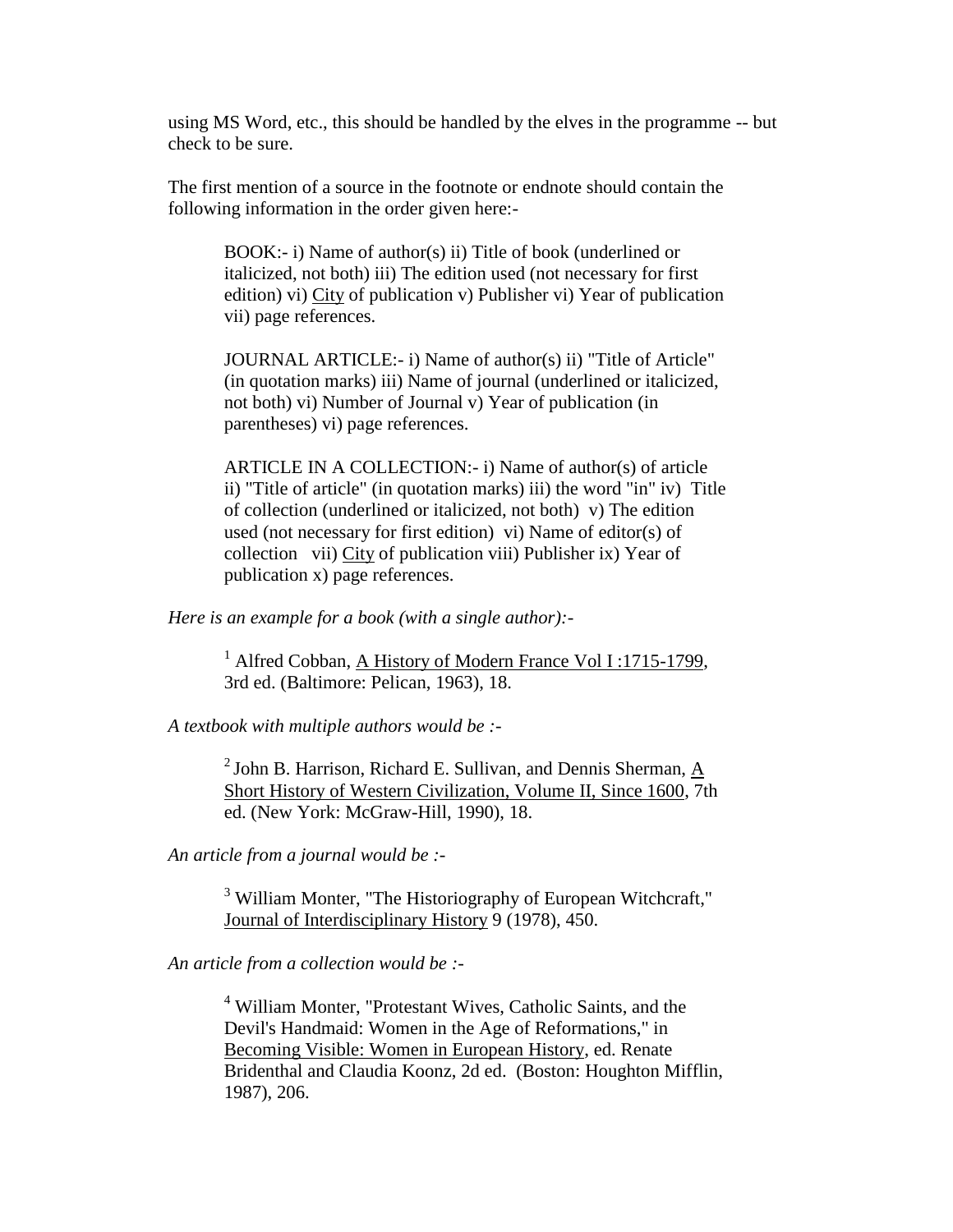using MS Word, etc., this should be handled by the elves in the programme -- but check to be sure.

The first mention of a source in the footnote or endnote should contain the following information in the order given here:-

> BOOK:- i) Name of author(s) ii) Title of book (underlined or italicized, not both) iii) The edition used (not necessary for first edition) vi) City of publication v) Publisher vi) Year of publication vii) page references.
>
> JOURNAL ARTICLE:- i) Name of author(s) ii) "Title of Article" (in quotation marks) iii) Name of journal (underlined or italicized, not both) vi) Number of Journal v) Year of publication (in parentheses) vi) page references.
>
> ARTICLE IN A COLLECTION:- i) Name of author(s) of article ii) "Title of article" (in quotation marks) iii) the word "in" iv) Title of collection (underlined or italicized, not both) v) The edition used (not necessary for first edition) vi) Name of editor(s) of collection vii) City of publication viii) Publisher ix) Year of publication x) page references.

*Here is an example for a book (with a single author):-*

> [1] Alfred Cobban, A History of Modern France Vol I :1715-1799, 3rd ed. (Baltimore: Pelican, 1963), 18.

*A textbook with multiple authors would be :-*

> [2] John B. Harrison, Richard E. Sullivan, and Dennis Sherman, A Short History of Western Civilization, Volume II, Since 1600, 7th ed. (New York: McGraw-Hill, 1990), 18.

*An article from a journal would be :-*

> [3] William Monter, "The Historiography of European Witchcraft," Journal of Interdisciplinary History 9 (1978), 450.

*An article from a collection would be :-*

> [4] William Monter, "Protestant Wives, Catholic Saints, and the Devil's Handmaid: Women in the Age of Reformations," in Becoming Visible: Women in European History, ed. Renate Bridenthal and Claudia Koonz, 2d ed. (Boston: Houghton Mifflin, 1987), 206.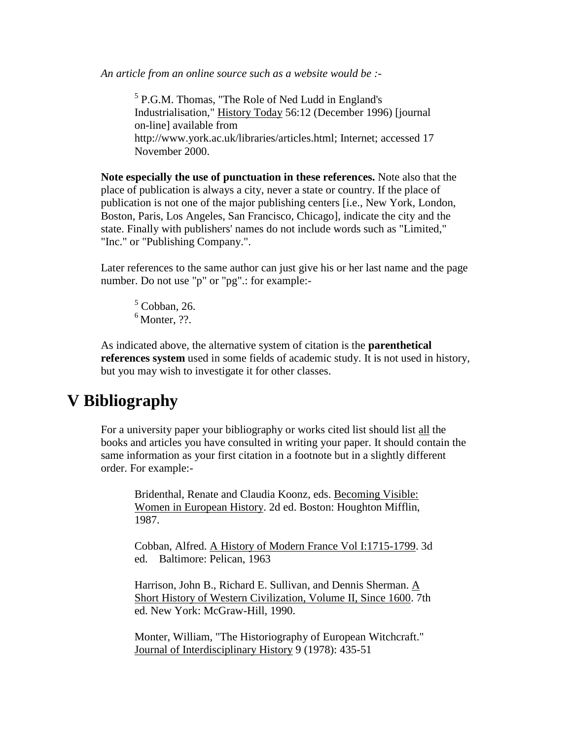*An article from an online source such as a website would be :-*

> [5] P.G.M. Thomas, "The Role of Ned Ludd in England's Industrialisation," History Today 56:12 (December 1996) [journal on-line] available from http://www.york.ac.uk/libraries/articles.html; Internet; accessed 17 November 2000.

**Note especially the use of punctuation in these references.** Note also that the place of publication is always a city, never a state or country. If the place of publication is not one of the major publishing centers [i.e., New York, London, Boston, Paris, Los Angeles, San Francisco, Chicago], indicate the city and the state. Finally with publishers' names do not include words such as "Limited," "Inc." or "Publishing Company.".

Later references to the same author can just give his or her last name and the page number. Do not use "p" or "pg".: for example:-

> [5] Cobban, 26.
> [6] Monter, ??.

As indicated above, the alternative system of citation is the **parenthetical references system** used in some fields of academic study. It is not used in history, but you may wish to investigate it for other classes.

# V Bibliography

For a university paper your bibliography or works cited list should list all the books and articles you have consulted in writing your paper. It should contain the same information as your first citation in a footnote but in a slightly different order. For example:-

> Bridenthal, Renate and Claudia Koonz, eds. Becoming Visible: Women in European History. 2d ed. Boston: Houghton Mifflin, 1987.
>
> Cobban, Alfred. A History of Modern France Vol I:1715-1799. 3d ed. Baltimore: Pelican, 1963
>
> Harrison, John B., Richard E. Sullivan, and Dennis Sherman. A Short History of Western Civilization, Volume II, Since 1600. 7th ed. New York: McGraw-Hill, 1990.
>
> Monter, William, "The Historiography of European Witchcraft." Journal of Interdisciplinary History 9 (1978): 435-51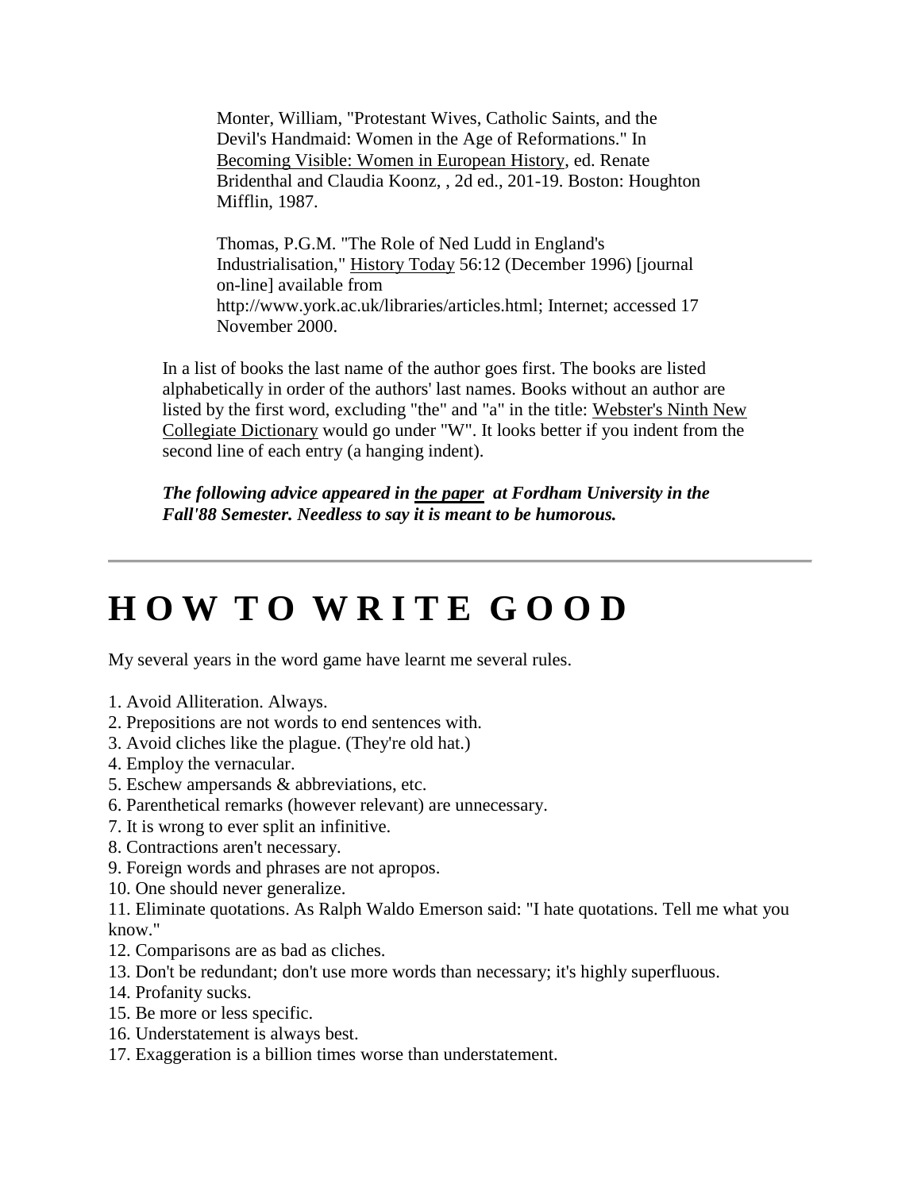Monter, William, "Protestant Wives, Catholic Saints, and the Devil's Handmaid: Women in the Age of Reformations." In Becoming Visible: Women in European History, ed. Renate Bridenthal and Claudia Koonz, , 2d ed., 201-19. Boston: Houghton Mifflin, 1987.

Thomas, P.G.M. "The Role of Ned Ludd in England's Industrialisation," History Today 56:12 (December 1996) [journal on-line] available from http://www.york.ac.uk/libraries/articles.html; Internet; accessed 17 November 2000.

In a list of books the last name of the author goes first. The books are listed alphabetically in order of the authors' last names. Books without an author are listed by the first word, excluding "the" and "a" in the title: Webster's Ninth New Collegiate Dictionary would go under "W". It looks better if you indent from the second line of each entry (a hanging indent).

***The following advice appeared in the paper at Fordham University in the Fall'88 Semester. Needless to say it is meant to be humorous.***

---

# H O W T O W R I T E G O O D

My several years in the word game have learnt me several rules.

1. Avoid Alliteration. Always.
2. Prepositions are not words to end sentences with.
3. Avoid cliches like the plague. (They're old hat.)
4. Employ the vernacular.
5. Eschew ampersands & abbreviations, etc.
6. Parenthetical remarks (however relevant) are unnecessary.
7. It is wrong to ever split an infinitive.
8. Contractions aren't necessary.
9. Foreign words and phrases are not apropos.
10. One should never generalize.
11. Eliminate quotations. As Ralph Waldo Emerson said: "I hate quotations. Tell me what you know."
12. Comparisons are as bad as cliches.
13. Don't be redundant; don't use more words than necessary; it's highly superfluous.
14. Profanity sucks.
15. Be more or less specific.
16. Understatement is always best.
17. Exaggeration is a billion times worse than understatement.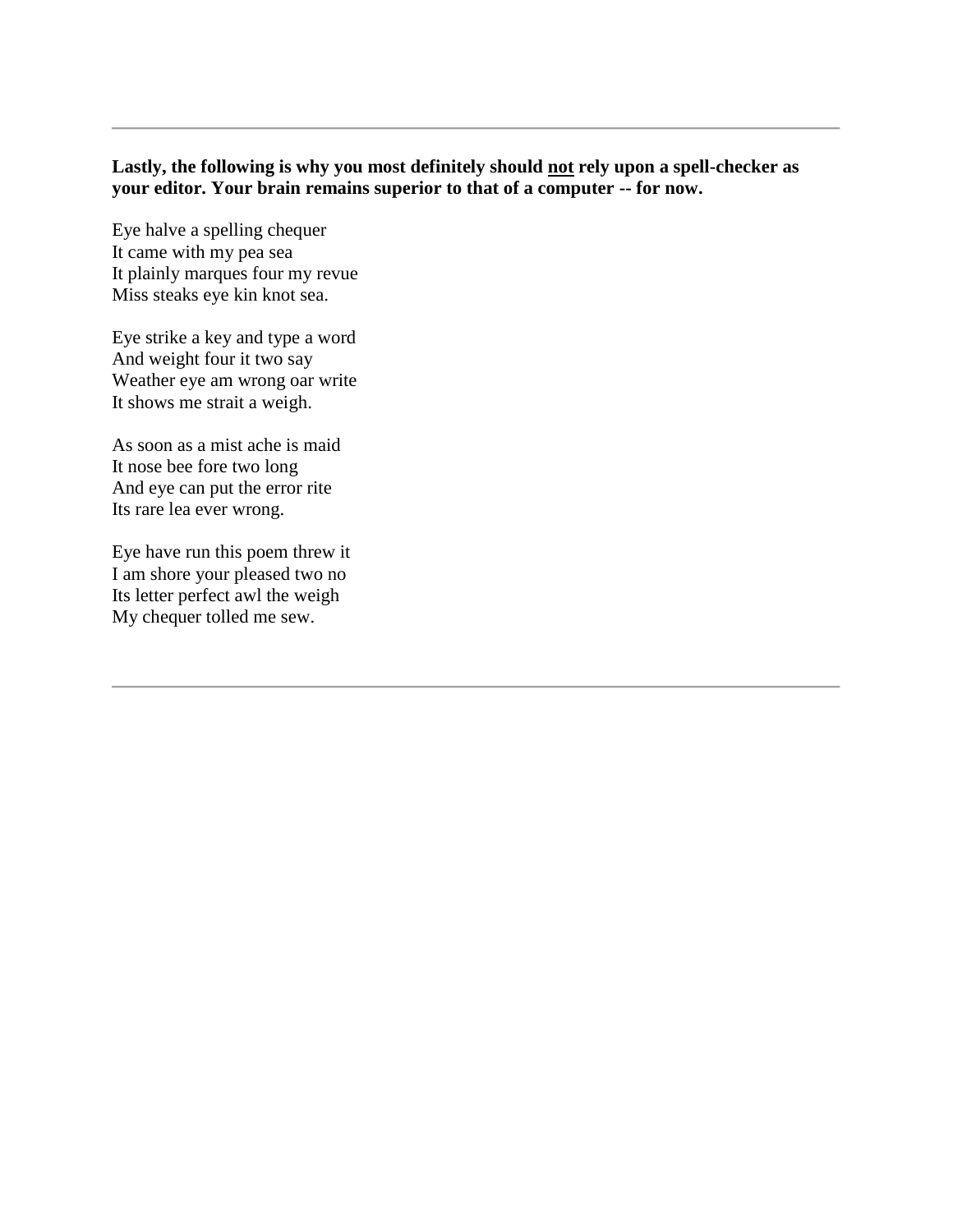---

**Lastly, the following is why you most definitely should <u>not</u> rely upon a spell-checker as your editor. Your brain remains superior to that of a computer -- for now.**

Eye halve a spelling chequer  
It came with my pea sea  
It plainly marques four my revue  
Miss steaks eye kin knot sea.

Eye strike a key and type a word  
And weight four it two say  
Weather eye am wrong oar write  
It shows me strait a weigh.

As soon as a mist ache is maid  
It nose bee fore two long  
And eye can put the error rite  
Its rare lea ever wrong.

Eye have run this poem threw it  
I am shore your pleased two no  
Its letter perfect awl the weigh  
My chequer tolled me sew.

---